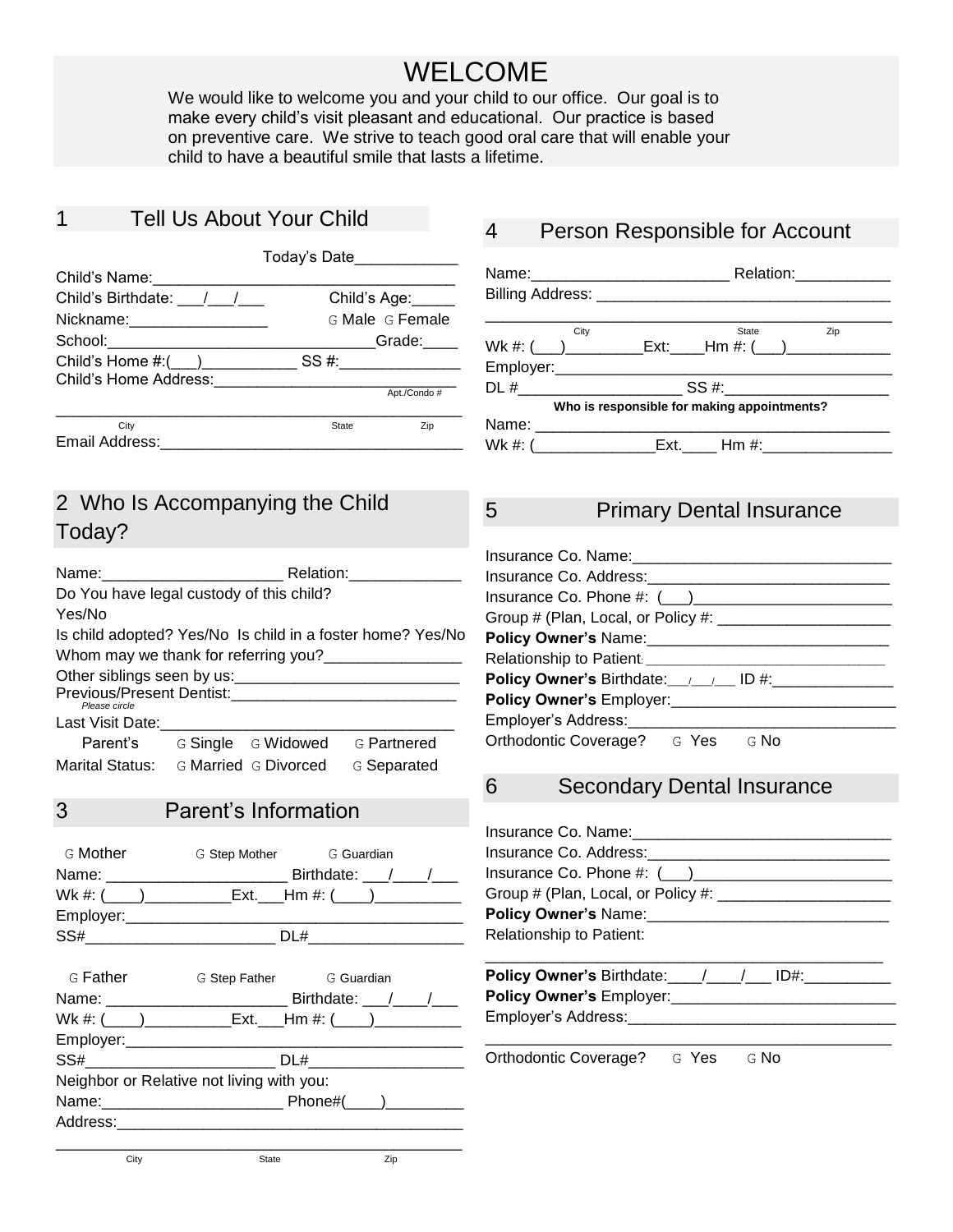# WELCOME

We would like to welcome you and your child to our office. Our goal is to make every child's visit pleasant and educational. Our practice is based on preventive care. We strive to teach good oral care that will enable your child to have a beautiful smile that lasts a lifetime.

## 1 Tell Us About Your Child

Today's Date____________

Child's Name:___________________________________

Child's Birthdate: ___/___/___ Child's Age:_____

Nickname:________________ G Male G Female

School:_______________________________Grade:____

Child's Home #:(___)___________ SS #:______________

Child's Home Address:____________________________ Apt./Condo #

_______________________________________________
City State Zip

Email Address:___________________________________

## 2 Who Is Accompanying the Child Today?

Name:_____________________ Relation:_____________

Do You have legal custody of this child?
Yes/No

Is child adopted? Yes/No Is child in a foster home? Yes/No

Whom may we thank for referring you?________________

Other siblings seen by us:__________________________

Previous/Present Dentist:__________________________
*Please circle*

Last Visit Date:__________________________________

Parent's Marital Status: G Single G Widowed G Partnered G Married G Divorced G Separated

## 3 Parent's Information

G Mother G Step Mother G Guardian

Name: _____________________ Birthdate: ___/____/___

Wk #: (____)__________Ext.___Hm #: (____)__________

Employer:_______________________________________

SS#______________________ DL#__________________

G Father G Step Father G Guardian

Name: _____________________ Birthdate: ___/____/___

Wk #: (____)__________Ext.___Hm #: (____)__________

Employer:_______________________________________

SS#______________________ DL#__________________

Neighbor or Relative not living with you:

Name:_____________________ Phone#(____)_________

Address:_________________________________________

_______________________________________________
City State Zip

## 4 Person Responsible for Account

Name:_______________________ Relation:___________

Billing Address: __________________________________

_______________________________________________
City State Zip

Wk #: (___)_________Ext:____Hm #: (___)____________

Employer:_______________________________________

DL #___________________ SS #:___________________

**Who is responsible for making appointments?**

Name: _________________________________________

Wk #: (______________Ext.____ Hm #:_______________

## 5 Primary Dental Insurance

Insurance Co. Name:_____________________________

Insurance Co. Address:___________________________

Insurance Co. Phone #: (___)_______________________

Group # (Plan, Local, or Policy #: ____________________

**Policy Owner's** Name:____________________________

Relationship to Patient: ____________________________

**Policy Owner's** Birthdate:___/___/___ ID #:______________

**Policy Owner's** Employer:__________________________

Employer's Address:______________________________

Orthodontic Coverage? G Yes G No

## 6 Secondary Dental Insurance

Insurance Co. Name:_____________________________

Insurance Co. Address:___________________________

Insurance Co. Phone #: (___)_______________________

Group # (Plan, Local, or Policy #: ____________________

**Policy Owner's** Name:____________________________

Relationship to Patient:

_______________________________________________

**Policy Owner's** Birthdate:____/____/___ ID#:__________

**Policy Owner's** Employer:__________________________

Employer's Address:______________________________

_______________________________________________

Orthodontic Coverage? G Yes G No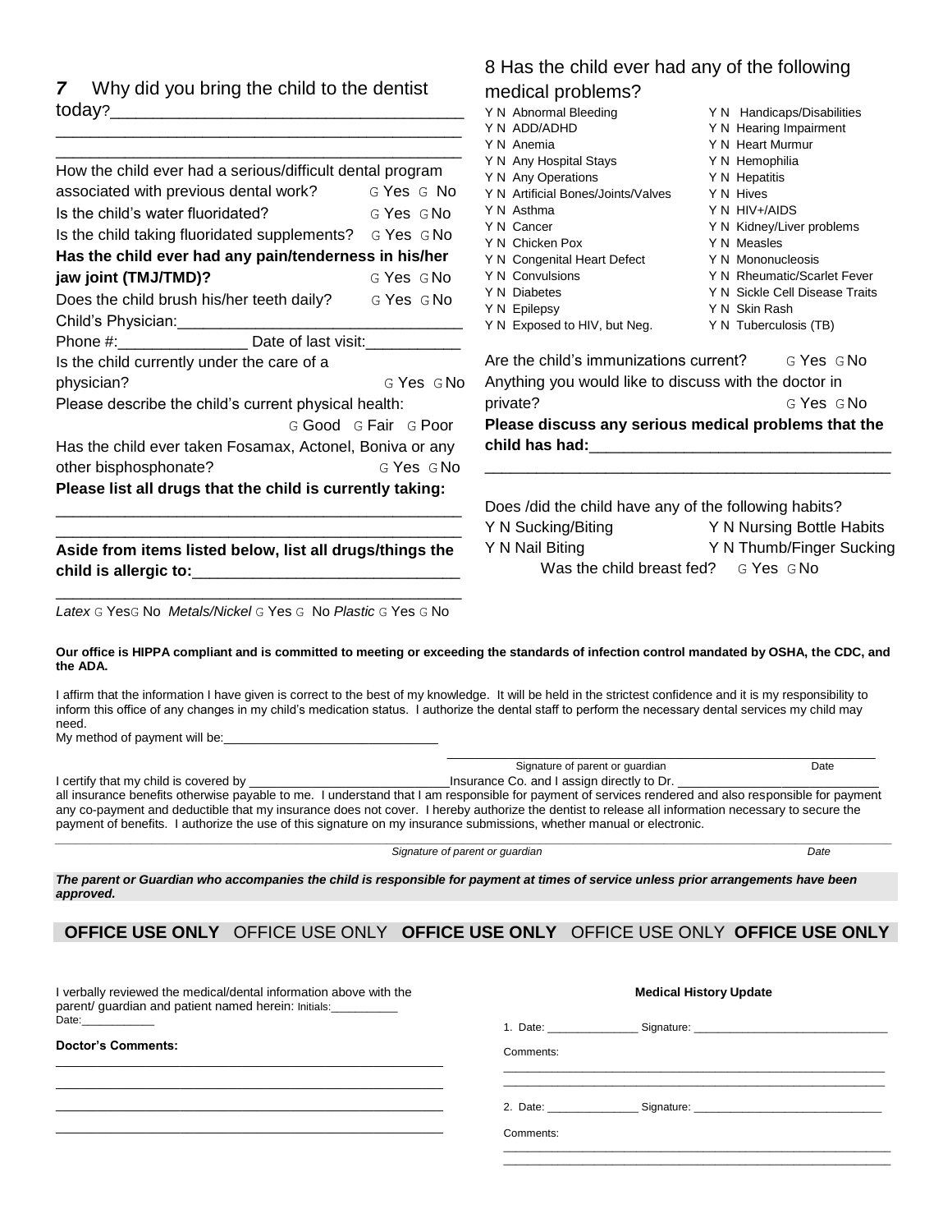***7*** Why did you bring the child to the dentist today?\_\_\_\_\_\_\_\_\_\_\_\_\_\_\_\_\_\_\_\_\_\_\_\_\_\_\_\_\_\_\_\_\_\_\_\_\_
\_\_\_\_\_\_\_\_\_\_\_\_\_\_\_\_\_\_\_\_\_\_\_\_\_\_\_\_\_\_\_\_\_\_\_\_\_\_\_\_\_\_\_\_\_
\_\_\_\_\_\_\_\_\_\_\_\_\_\_\_\_\_\_\_\_\_\_\_\_\_\_\_\_\_\_\_\_\_\_\_\_\_\_\_\_\_\_\_\_\_

How the child ever had a serious/difficult dental program associated with previous dental work? G Yes G No

Is the child's water fluoridated? G Yes G No

Is the child taking fluoridated supplements? G Yes G No

**Has the child ever had any pain/tenderness in his/her jaw joint (TMJ/TMD)?** G Yes G No

Does the child brush his/her teeth daily? G Yes G No

Child's Physician:\_\_\_\_\_\_\_\_\_\_\_\_\_\_\_\_\_\_\_\_\_\_\_\_\_\_\_\_\_\_\_\_\_\_

Phone #:\_\_\_\_\_\_\_\_\_\_\_\_\_\_\_ Date of last visit:\_\_\_\_\_\_\_\_\_\_\_

Is the child currently under the care of a physician? G Yes G No

Please describe the child's current physical health: G Good G Fair G Poor

Has the child ever taken Fosamax, Actonel, Boniva or any other bisphosphonate? G Yes G No

**Please list all drugs that the child is currently taking:**
\_\_\_\_\_\_\_\_\_\_\_\_\_\_\_\_\_\_\_\_\_\_\_\_\_\_\_\_\_\_\_\_\_\_\_\_\_\_\_\_\_\_\_\_\_
\_\_\_\_\_\_\_\_\_\_\_\_\_\_\_\_\_\_\_\_\_\_\_\_\_\_\_\_\_\_\_\_\_\_\_\_\_\_\_\_\_\_\_\_\_

**Aside from items listed below, list all drugs/things the child is allergic to:**\_\_\_\_\_\_\_\_\_\_\_\_\_\_\_\_\_\_\_\_\_\_\_\_\_\_\_\_\_\_\_
\_\_\_\_\_\_\_\_\_\_\_\_\_\_\_\_\_\_\_\_\_\_\_\_\_\_\_\_\_\_\_\_\_\_\_\_\_\_\_\_\_\_\_\_\_

*Latex* G YesG No *Metals/Nickel* G Yes G No *Plastic* G Yes G No

8 Has the child ever had any of the following medical problems?

| | |
|---|---|
| Y N Abnormal Bleeding | Y N Handicaps/Disabilities |
| Y N ADD/ADHD | Y N Hearing Impairment |
| Y N Anemia | Y N Heart Murmur |
| Y N Any Hospital Stays | Y N Hemophilia |
| Y N Any Operations | Y N Hepatitis |
| Y N Artificial Bones/Joints/Valves | Y N Hives |
| Y N Asthma | Y N HIV+/AIDS |
| Y N Cancer | Y N Kidney/Liver problems |
| Y N Chicken Pox | Y N Measles |
| Y N Congenital Heart Defect | Y N Mononucleosis |
| Y N Convulsions | Y N Rheumatic/Scarlet Fever |
| Y N Diabetes | Y N Sickle Cell Disease Traits |
| Y N Epilepsy | Y N Skin Rash |
| Y N Exposed to HIV, but Neg. | Y N Tuberculosis (TB) |

Are the child's immunizations current? G Yes G No

Anything you would like to discuss with the doctor in private? G Yes G No

**Please discuss any serious medical problems that the child has had:**\_\_\_\_\_\_\_\_\_\_\_\_\_\_\_\_\_\_\_\_\_\_\_\_\_\_\_\_\_\_\_\_\_\_
\_\_\_\_\_\_\_\_\_\_\_\_\_\_\_\_\_\_\_\_\_\_\_\_\_\_\_\_\_\_\_\_\_\_\_\_\_\_\_\_\_\_\_\_\_

Does /did the child have any of the following habits?

| | |
|---|---|
| Y N Sucking/Biting | Y N Nursing Bottle Habits |
| Y N Nail Biting | Y N Thumb/Finger Sucking |

Was the child breast fed? G Yes G No

**Our office is HIPPA compliant and is committed to meeting or exceeding the standards of infection control mandated by OSHA, the CDC, and the ADA.**

I affirm that the information I have given is correct to the best of my knowledge. It will be held in the strictest confidence and it is my responsibility to inform this office of any changes in my child's medication status. I authorize the dental staff to perform the necessary dental services my child may need.

My method of payment will be:\_\_\_\_\_\_\_\_\_\_\_\_\_\_\_\_\_\_\_\_\_\_\_\_\_\_\_\_\_\_\_

\_\_\_\_\_\_\_\_\_\_\_\_\_\_\_\_\_\_\_\_\_\_\_\_\_\_\_\_\_\_\_\_\_\_\_\_\_\_\_\_\_\_\_\_\_\_\_\_\_\_\_\_\_\_
Signature of parent or guardian Date

I certify that my child is covered by \_\_\_\_\_\_\_\_\_\_\_\_\_\_\_\_\_\_\_\_\_\_\_\_\_\_\_\_\_Insurance Co. and I assign directly to Dr. \_\_\_\_\_\_\_\_\_\_\_\_\_\_\_\_\_\_\_\_\_\_\_\_\_\_\_\_\_\_ all insurance benefits otherwise payable to me. I understand that I am responsible for payment of services rendered and also responsible for payment any co-payment and deductible that my insurance does not cover. I hereby authorize the dentist to release all information necessary to secure the payment of benefits. I authorize the use of this signature on my insurance submissions, whether manual or electronic.

\_\_\_\_\_\_\_\_\_\_\_\_\_\_\_\_\_\_\_\_\_\_\_\_\_\_\_\_\_\_\_\_\_\_\_\_\_\_\_\_\_\_\_\_\_\_\_\_\_\_\_\_\_\_
*Signature of parent or guardian* *Date*

***The parent or Guardian who accompanies the child is responsible for payment at times of service unless prior arrangements have been approved.***

**OFFICE USE ONLY** OFFICE USE ONLY **OFFICE USE ONLY** OFFICE USE ONLY **OFFICE USE ONLY**

I verbally reviewed the medical/dental information above with the parent/ guardian and patient named herein: Initials:\_\_\_\_\_\_\_\_\_\_ Date:\_\_\_\_\_\_\_\_\_\_\_

**Doctor's Comments:**
\_\_\_\_\_\_\_\_\_\_\_\_\_\_\_\_\_\_\_\_\_\_\_\_\_\_\_\_\_\_\_\_\_\_\_\_\_\_\_\_\_\_\_\_\_\_\_\_\_\_\_\_
\_\_\_\_\_\_\_\_\_\_\_\_\_\_\_\_\_\_\_\_\_\_\_\_\_\_\_\_\_\_\_\_\_\_\_\_\_\_\_\_\_\_\_\_\_\_\_\_\_\_\_\_
\_\_\_\_\_\_\_\_\_\_\_\_\_\_\_\_\_\_\_\_\_\_\_\_\_\_\_\_\_\_\_\_\_\_\_\_\_\_\_\_\_\_\_\_\_\_\_\_\_\_\_\_
\_\_\_\_\_\_\_\_\_\_\_\_\_\_\_\_\_\_\_\_\_\_\_\_\_\_\_\_\_\_\_\_\_\_\_\_\_\_\_\_\_\_\_\_\_\_\_\_\_\_\_\_

**Medical History Update**

1. Date: \_\_\_\_\_\_\_\_\_\_\_\_\_\_\_ Signature: \_\_\_\_\_\_\_\_\_\_\_\_\_\_\_\_\_\_\_\_\_\_\_\_\_\_\_\_\_\_\_

Comments:
\_\_\_\_\_\_\_\_\_\_\_\_\_\_\_\_\_\_\_\_\_\_\_\_\_\_\_\_\_\_\_\_\_\_\_\_\_\_\_\_\_\_\_\_\_\_\_\_\_\_\_\_\_\_\_\_\_\_
\_\_\_\_\_\_\_\_\_\_\_\_\_\_\_\_\_\_\_\_\_\_\_\_\_\_\_\_\_\_\_\_\_\_\_\_\_\_\_\_\_\_\_\_\_\_\_\_\_\_\_\_\_\_\_\_\_\_

2. Date: \_\_\_\_\_\_\_\_\_\_\_\_\_\_\_ Signature: \_\_\_\_\_\_\_\_\_\_\_\_\_\_\_\_\_\_\_\_\_\_\_\_\_\_\_\_\_\_

Comments:
\_\_\_\_\_\_\_\_\_\_\_\_\_\_\_\_\_\_\_\_\_\_\_\_\_\_\_\_\_\_\_\_\_\_\_\_\_\_\_\_\_\_\_\_\_\_\_\_\_\_\_\_\_\_\_\_\_\_
\_\_\_\_\_\_\_\_\_\_\_\_\_\_\_\_\_\_\_\_\_\_\_\_\_\_\_\_\_\_\_\_\_\_\_\_\_\_\_\_\_\_\_\_\_\_\_\_\_\_\_\_\_\_\_\_\_\_